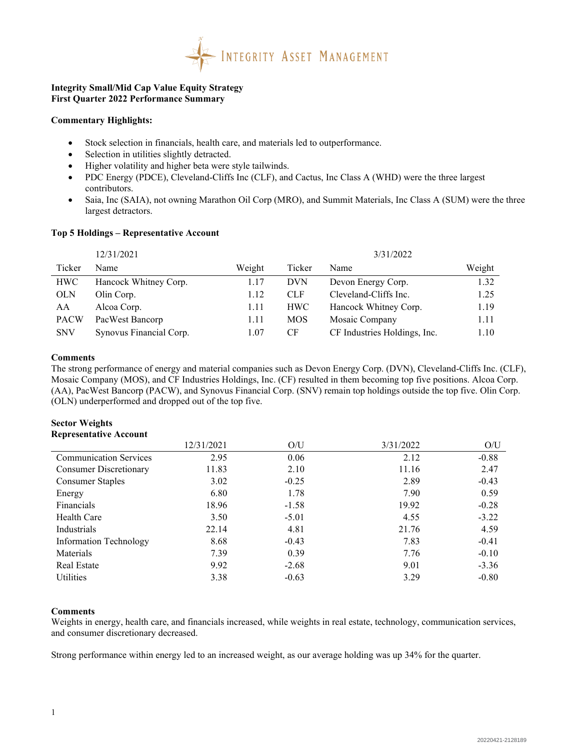Integrity Asset Management

**Integrity Small/Mid Cap Value Equity Strategy**
**First Quarter 2022 Performance Summary**

**Commentary Highlights:**

- Stock selection in financials, health care, and materials led to outperformance.
- Selection in utilities slightly detracted.
- Higher volatility and higher beta were style tailwinds.
- PDC Energy (PDCE), Cleveland-Cliffs Inc (CLF), and Cactus, Inc Class A (WHD) were the three largest contributors.
- Saia, Inc (SAIA), not owning Marathon Oil Corp (MRO), and Summit Materials, Inc Class A (SUM) were the three largest detractors.

**Top 5 Holdings – Representative Account**

| 12/31/2021 | | | 3/31/2022 | | |
|---|---|---|---|---|---|
| Ticker | Name | Weight | Ticker | Name | Weight |
| HWC | Hancock Whitney Corp. | 1.17 | DVN | Devon Energy Corp. | 1.32 |
| OLN | Olin Corp. | 1.12 | CLF | Cleveland-Cliffs Inc. | 1.25 |
| AA | Alcoa Corp. | 1.11 | HWC | Hancock Whitney Corp. | 1.19 |
| PACW | PacWest Bancorp | 1.11 | MOS | Mosaic Company | 1.11 |
| SNV | Synovus Financial Corp. | 1.07 | CF | CF Industries Holdings, Inc. | 1.10 |

**Comments**

The strong performance of energy and material companies such as Devon Energy Corp. (DVN), Cleveland-Cliffs Inc. (CLF), Mosaic Company (MOS), and CF Industries Holdings, Inc. (CF) resulted in them becoming top five positions. Alcoa Corp. (AA), PacWest Bancorp (PACW), and Synovus Financial Corp. (SNV) remain top holdings outside the top five. Olin Corp. (OLN) underperformed and dropped out of the top five.

**Sector Weights**
**Representative Account**

| | 12/31/2021 | O/U | 3/31/2022 | O/U |
|---|---|---|---|---|
| Communication Services | 2.95 | 0.06 | 2.12 | -0.88 |
| Consumer Discretionary | 11.83 | 2.10 | 11.16 | 2.47 |
| Consumer Staples | 3.02 | -0.25 | 2.89 | -0.43 |
| Energy | 6.80 | 1.78 | 7.90 | 0.59 |
| Financials | 18.96 | -1.58 | 19.92 | -0.28 |
| Health Care | 3.50 | -5.01 | 4.55 | -3.22 |
| Industrials | 22.14 | 4.81 | 21.76 | 4.59 |
| Information Technology | 8.68 | -0.43 | 7.83 | -0.41 |
| Materials | 7.39 | 0.39 | 7.76 | -0.10 |
| Real Estate | 9.92 | -2.68 | 9.01 | -3.36 |
| Utilities | 3.38 | -0.63 | 3.29 | -0.80 |

**Comments**

Weights in energy, health care, and financials increased, while weights in real estate, technology, communication services, and consumer discretionary decreased.

Strong performance within energy led to an increased weight, as our average holding was up 34% for the quarter.

20220421-2128189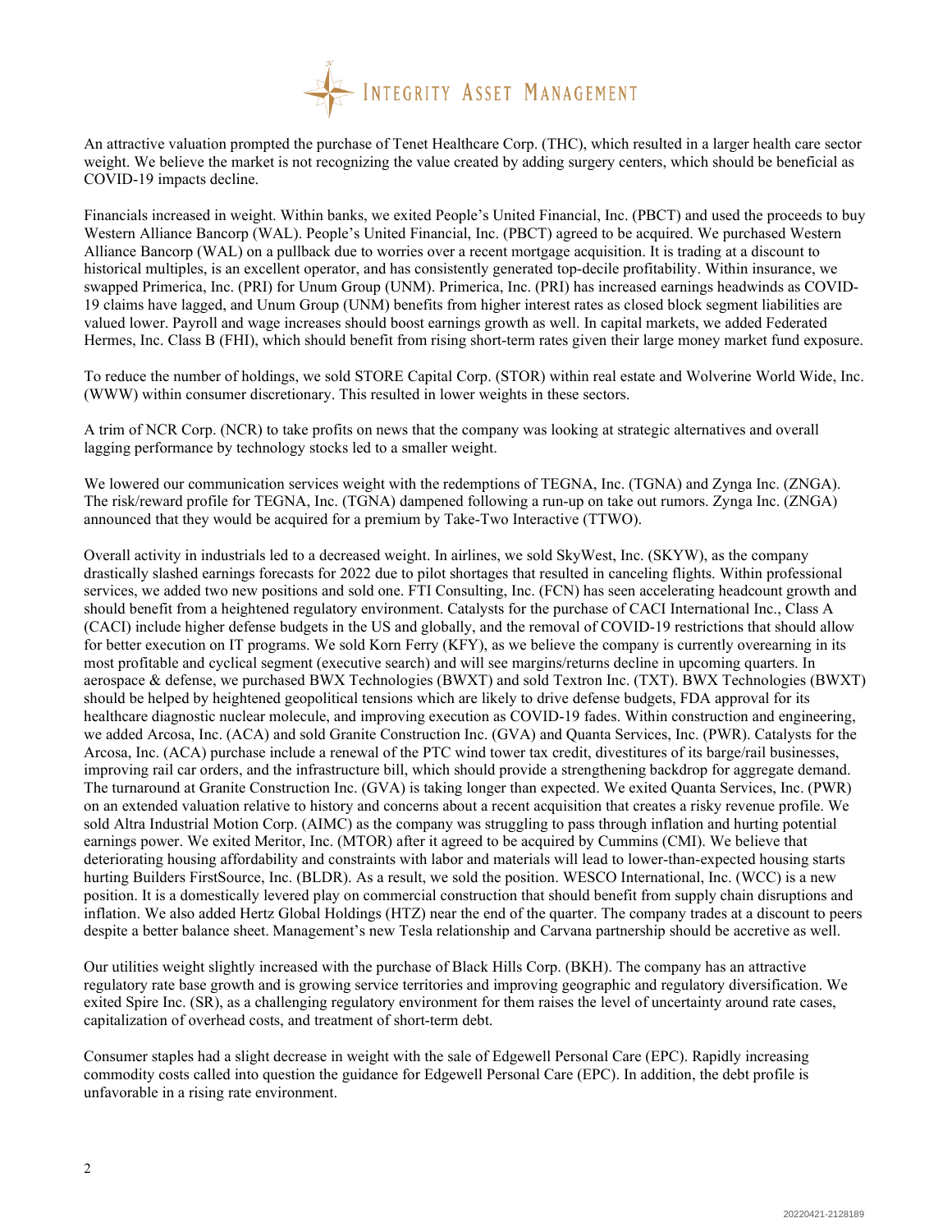An attractive valuation prompted the purchase of Tenet Healthcare Corp. (THC), which resulted in a larger health care sector weight. We believe the market is not recognizing the value created by adding surgery centers, which should be beneficial as COVID-19 impacts decline.

Financials increased in weight. Within banks, we exited People's United Financial, Inc. (PBCT) and used the proceeds to buy Western Alliance Bancorp (WAL). People's United Financial, Inc. (PBCT) agreed to be acquired. We purchased Western Alliance Bancorp (WAL) on a pullback due to worries over a recent mortgage acquisition. It is trading at a discount to historical multiples, is an excellent operator, and has consistently generated top-decile profitability. Within insurance, we swapped Primerica, Inc. (PRI) for Unum Group (UNM). Primerica, Inc. (PRI) has increased earnings headwinds as COVID-19 claims have lagged, and Unum Group (UNM) benefits from higher interest rates as closed block segment liabilities are valued lower. Payroll and wage increases should boost earnings growth as well. In capital markets, we added Federated Hermes, Inc. Class B (FHI), which should benefit from rising short-term rates given their large money market fund exposure.

To reduce the number of holdings, we sold STORE Capital Corp. (STOR) within real estate and Wolverine World Wide, Inc. (WWW) within consumer discretionary. This resulted in lower weights in these sectors.

A trim of NCR Corp. (NCR) to take profits on news that the company was looking at strategic alternatives and overall lagging performance by technology stocks led to a smaller weight.

We lowered our communication services weight with the redemptions of TEGNA, Inc. (TGNA) and Zynga Inc. (ZNGA). The risk/reward profile for TEGNA, Inc. (TGNA) dampened following a run-up on take out rumors. Zynga Inc. (ZNGA) announced that they would be acquired for a premium by Take-Two Interactive (TTWO).

Overall activity in industrials led to a decreased weight. In airlines, we sold SkyWest, Inc. (SKYW), as the company drastically slashed earnings forecasts for 2022 due to pilot shortages that resulted in canceling flights. Within professional services, we added two new positions and sold one. FTI Consulting, Inc. (FCN) has seen accelerating headcount growth and should benefit from a heightened regulatory environment. Catalysts for the purchase of CACI International Inc., Class A (CACI) include higher defense budgets in the US and globally, and the removal of COVID-19 restrictions that should allow for better execution on IT programs. We sold Korn Ferry (KFY), as we believe the company is currently overearning in its most profitable and cyclical segment (executive search) and will see margins/returns decline in upcoming quarters. In aerospace & defense, we purchased BWX Technologies (BWXT) and sold Textron Inc. (TXT). BWX Technologies (BWXT) should be helped by heightened geopolitical tensions which are likely to drive defense budgets, FDA approval for its healthcare diagnostic nuclear molecule, and improving execution as COVID-19 fades. Within construction and engineering, we added Arcosa, Inc. (ACA) and sold Granite Construction Inc. (GVA) and Quanta Services, Inc. (PWR). Catalysts for the Arcosa, Inc. (ACA) purchase include a renewal of the PTC wind tower tax credit, divestitures of its barge/rail businesses, improving rail car orders, and the infrastructure bill, which should provide a strengthening backdrop for aggregate demand. The turnaround at Granite Construction Inc. (GVA) is taking longer than expected. We exited Quanta Services, Inc. (PWR) on an extended valuation relative to history and concerns about a recent acquisition that creates a risky revenue profile. We sold Altra Industrial Motion Corp. (AIMC) as the company was struggling to pass through inflation and hurting potential earnings power. We exited Meritor, Inc. (MTOR) after it agreed to be acquired by Cummins (CMI). We believe that deteriorating housing affordability and constraints with labor and materials will lead to lower-than-expected housing starts hurting Builders FirstSource, Inc. (BLDR). As a result, we sold the position. WESCO International, Inc. (WCC) is a new position. It is a domestically levered play on commercial construction that should benefit from supply chain disruptions and inflation. We also added Hertz Global Holdings (HTZ) near the end of the quarter. The company trades at a discount to peers despite a better balance sheet. Management's new Tesla relationship and Carvana partnership should be accretive as well.

Our utilities weight slightly increased with the purchase of Black Hills Corp. (BKH). The company has an attractive regulatory rate base growth and is growing service territories and improving geographic and regulatory diversification. We exited Spire Inc. (SR), as a challenging regulatory environment for them raises the level of uncertainty around rate cases, capitalization of overhead costs, and treatment of short-term debt.

Consumer staples had a slight decrease in weight with the sale of Edgewell Personal Care (EPC). Rapidly increasing commodity costs called into question the guidance for Edgewell Personal Care (EPC). In addition, the debt profile is unfavorable in a rising rate environment.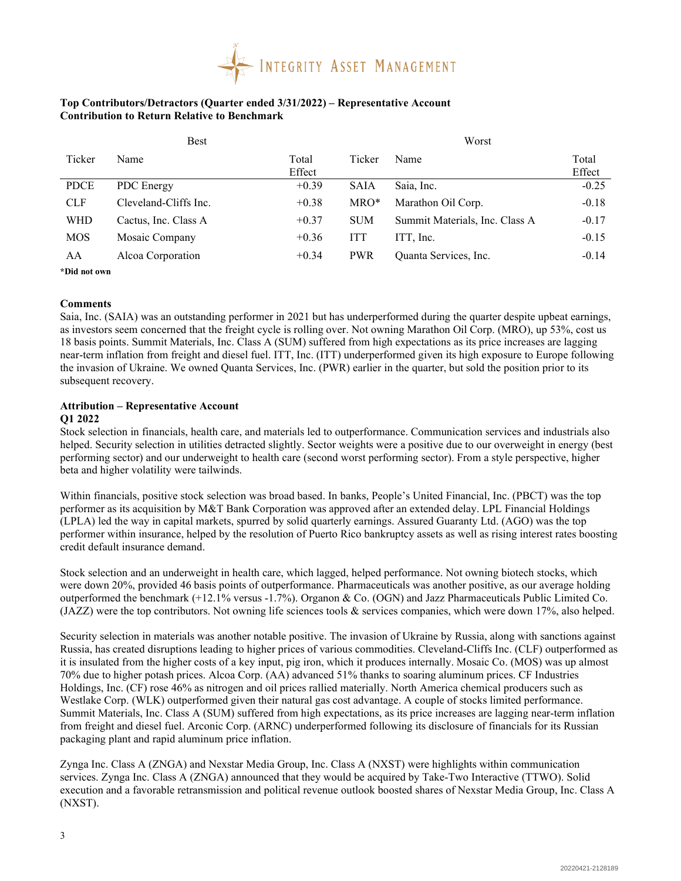**Top Contributors/Detractors (Quarter ended 3/31/2022) – Representative Account**
**Contribution to Return Relative to Benchmark**

| Best | | | Worst | | |
|---|---|---|---|---|---|
| Ticker | Name | Total Effect | Ticker | Name | Total Effect |
| PDCE | PDC Energy | +0.39 | SAIA | Saia, Inc. | -0.25 |
| CLF | Cleveland-Cliffs Inc. | +0.38 | MRO* | Marathon Oil Corp. | -0.18 |
| WHD | Cactus, Inc. Class A | +0.37 | SUM | Summit Materials, Inc. Class A | -0.17 |
| MOS | Mosaic Company | +0.36 | ITT | ITT, Inc. | -0.15 |
| AA | Alcoa Corporation | +0.34 | PWR | Quanta Services, Inc. | -0.14 |

***Did not own**

**Comments**

Saia, Inc. (SAIA) was an outstanding performer in 2021 but has underperformed during the quarter despite upbeat earnings, as investors seem concerned that the freight cycle is rolling over. Not owning Marathon Oil Corp. (MRO), up 53%, cost us 18 basis points. Summit Materials, Inc. Class A (SUM) suffered from high expectations as its price increases are lagging near-term inflation from freight and diesel fuel. ITT, Inc. (ITT) underperformed given its high exposure to Europe following the invasion of Ukraine. We owned Quanta Services, Inc. (PWR) earlier in the quarter, but sold the position prior to its subsequent recovery.

**Attribution – Representative Account**
**Q1 2022**

Stock selection in financials, health care, and materials led to outperformance. Communication services and industrials also helped. Security selection in utilities detracted slightly. Sector weights were a positive due to our overweight in energy (best performing sector) and our underweight to health care (second worst performing sector). From a style perspective, higher beta and higher volatility were tailwinds.

Within financials, positive stock selection was broad based. In banks, People's United Financial, Inc. (PBCT) was the top performer as its acquisition by M&T Bank Corporation was approved after an extended delay. LPL Financial Holdings (LPLA) led the way in capital markets, spurred by solid quarterly earnings. Assured Guaranty Ltd. (AGO) was the top performer within insurance, helped by the resolution of Puerto Rico bankruptcy assets as well as rising interest rates boosting credit default insurance demand.

Stock selection and an underweight in health care, which lagged, helped performance. Not owning biotech stocks, which were down 20%, provided 46 basis points of outperformance. Pharmaceuticals was another positive, as our average holding outperformed the benchmark (+12.1% versus -1.7%). Organon & Co. (OGN) and Jazz Pharmaceuticals Public Limited Co. (JAZZ) were the top contributors. Not owning life sciences tools & services companies, which were down 17%, also helped.

Security selection in materials was another notable positive. The invasion of Ukraine by Russia, along with sanctions against Russia, has created disruptions leading to higher prices of various commodities. Cleveland-Cliffs Inc. (CLF) outperformed as it is insulated from the higher costs of a key input, pig iron, which it produces internally. Mosaic Co. (MOS) was up almost 70% due to higher potash prices. Alcoa Corp. (AA) advanced 51% thanks to soaring aluminum prices. CF Industries Holdings, Inc. (CF) rose 46% as nitrogen and oil prices rallied materially. North America chemical producers such as Westlake Corp. (WLK) outperformed given their natural gas cost advantage. A couple of stocks limited performance. Summit Materials, Inc. Class A (SUM) suffered from high expectations, as its price increases are lagging near-term inflation from freight and diesel fuel. Arconic Corp. (ARNC) underperformed following its disclosure of financials for its Russian packaging plant and rapid aluminum price inflation.

Zynga Inc. Class A (ZNGA) and Nexstar Media Group, Inc. Class A (NXST) were highlights within communication services. Zynga Inc. Class A (ZNGA) announced that they would be acquired by Take-Two Interactive (TTWO). Solid execution and a favorable retransmission and political revenue outlook boosted shares of Nexstar Media Group, Inc. Class A (NXST).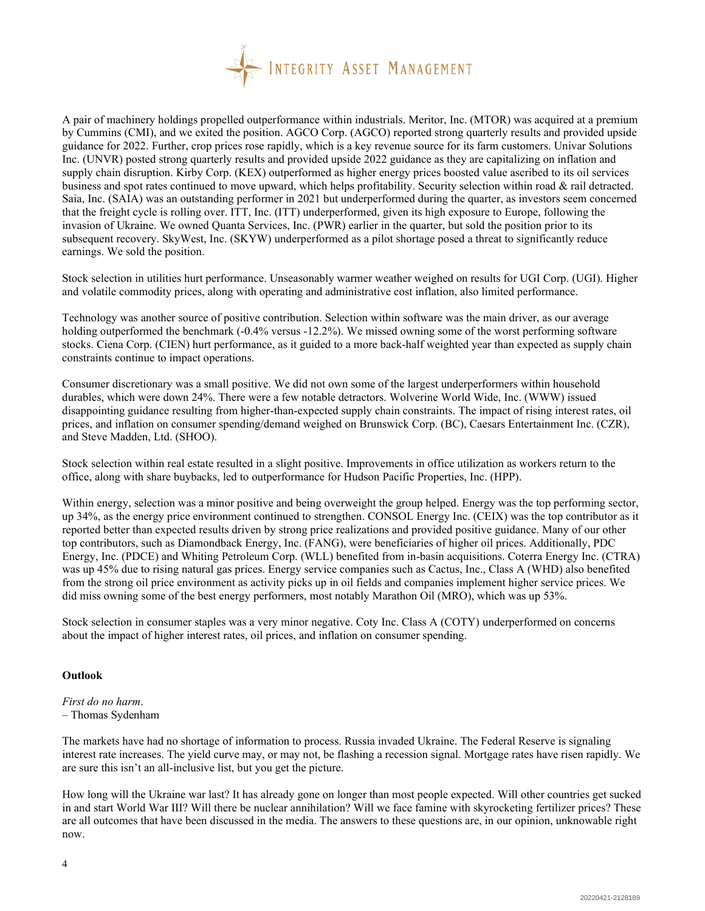A pair of machinery holdings propelled outperformance within industrials. Meritor, Inc. (MTOR) was acquired at a premium by Cummins (CMI), and we exited the position. AGCO Corp. (AGCO) reported strong quarterly results and provided upside guidance for 2022. Further, crop prices rose rapidly, which is a key revenue source for its farm customers. Univar Solutions Inc. (UNVR) posted strong quarterly results and provided upside 2022 guidance as they are capitalizing on inflation and supply chain disruption. Kirby Corp. (KEX) outperformed as higher energy prices boosted value ascribed to its oil services business and spot rates continued to move upward, which helps profitability. Security selection within road & rail detracted. Saia, Inc. (SAIA) was an outstanding performer in 2021 but underperformed during the quarter, as investors seem concerned that the freight cycle is rolling over. ITT, Inc. (ITT) underperformed, given its high exposure to Europe, following the invasion of Ukraine. We owned Quanta Services, Inc. (PWR) earlier in the quarter, but sold the position prior to its subsequent recovery. SkyWest, Inc. (SKYW) underperformed as a pilot shortage posed a threat to significantly reduce earnings. We sold the position.

Stock selection in utilities hurt performance. Unseasonably warmer weather weighed on results for UGI Corp. (UGI). Higher and volatile commodity prices, along with operating and administrative cost inflation, also limited performance.

Technology was another source of positive contribution. Selection within software was the main driver, as our average holding outperformed the benchmark (-0.4% versus -12.2%). We missed owning some of the worst performing software stocks. Ciena Corp. (CIEN) hurt performance, as it guided to a more back-half weighted year than expected as supply chain constraints continue to impact operations.

Consumer discretionary was a small positive. We did not own some of the largest underperformers within household durables, which were down 24%. There were a few notable detractors. Wolverine World Wide, Inc. (WWW) issued disappointing guidance resulting from higher-than-expected supply chain constraints. The impact of rising interest rates, oil prices, and inflation on consumer spending/demand weighed on Brunswick Corp. (BC), Caesars Entertainment Inc. (CZR), and Steve Madden, Ltd. (SHOO).

Stock selection within real estate resulted in a slight positive. Improvements in office utilization as workers return to the office, along with share buybacks, led to outperformance for Hudson Pacific Properties, Inc. (HPP).

Within energy, selection was a minor positive and being overweight the group helped. Energy was the top performing sector, up 34%, as the energy price environment continued to strengthen. CONSOL Energy Inc. (CEIX) was the top contributor as it reported better than expected results driven by strong price realizations and provided positive guidance. Many of our other top contributors, such as Diamondback Energy, Inc. (FANG), were beneficiaries of higher oil prices. Additionally, PDC Energy, Inc. (PDCE) and Whiting Petroleum Corp. (WLL) benefited from in-basin acquisitions. Coterra Energy Inc. (CTRA) was up 45% due to rising natural gas prices. Energy service companies such as Cactus, Inc., Class A (WHD) also benefited from the strong oil price environment as activity picks up in oil fields and companies implement higher service prices. We did miss owning some of the best energy performers, most notably Marathon Oil (MRO), which was up 53%.

Stock selection in consumer staples was a very minor negative. Coty Inc. Class A (COTY) underperformed on concerns about the impact of higher interest rates, oil prices, and inflation on consumer spending.

**Outlook**

*First do no harm*.
– Thomas Sydenham

The markets have had no shortage of information to process. Russia invaded Ukraine. The Federal Reserve is signaling interest rate increases. The yield curve may, or may not, be flashing a recession signal. Mortgage rates have risen rapidly. We are sure this isn't an all-inclusive list, but you get the picture.

How long will the Ukraine war last? It has already gone on longer than most people expected. Will other countries get sucked in and start World War III? Will there be nuclear annihilation? Will we face famine with skyrocketing fertilizer prices? These are all outcomes that have been discussed in the media. The answers to these questions are, in our opinion, unknowable right now.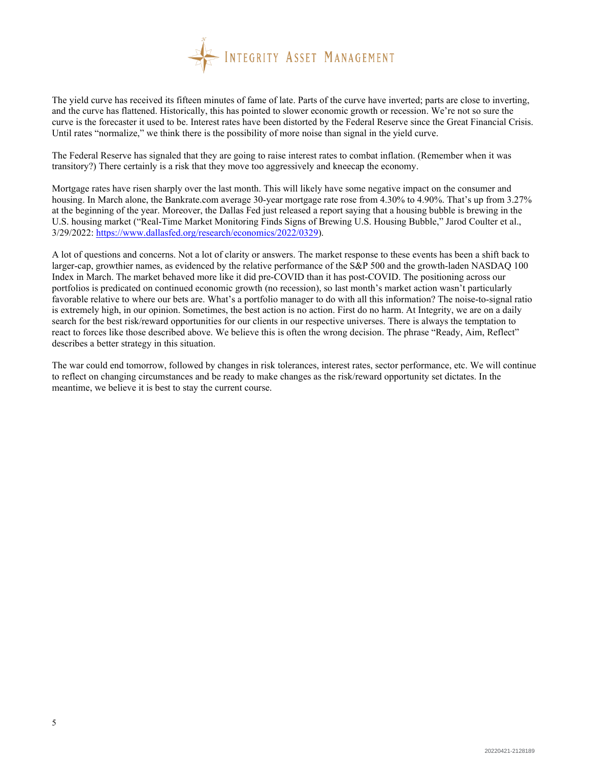The yield curve has received its fifteen minutes of fame of late. Parts of the curve have inverted; parts are close to inverting, and the curve has flattened. Historically, this has pointed to slower economic growth or recession. We're not so sure the curve is the forecaster it used to be. Interest rates have been distorted by the Federal Reserve since the Great Financial Crisis. Until rates "normalize," we think there is the possibility of more noise than signal in the yield curve.

The Federal Reserve has signaled that they are going to raise interest rates to combat inflation. (Remember when it was transitory?) There certainly is a risk that they move too aggressively and kneecap the economy.

Mortgage rates have risen sharply over the last month. This will likely have some negative impact on the consumer and housing. In March alone, the Bankrate.com average 30-year mortgage rate rose from 4.30% to 4.90%. That's up from 3.27% at the beginning of the year. Moreover, the Dallas Fed just released a report saying that a housing bubble is brewing in the U.S. housing market ("Real-Time Market Monitoring Finds Signs of Brewing U.S. Housing Bubble," Jarod Coulter et al., 3/29/2022: [https://www.dallasfed.org/research/economics/2022/0329](https://www.dallasfed.org/research/economics/2022/0329)).

A lot of questions and concerns. Not a lot of clarity or answers. The market response to these events has been a shift back to larger-cap, growthier names, as evidenced by the relative performance of the S&P 500 and the growth-laden NASDAQ 100 Index in March. The market behaved more like it did pre-COVID than it has post-COVID. The positioning across our portfolios is predicated on continued economic growth (no recession), so last month's market action wasn't particularly favorable relative to where our bets are. What's a portfolio manager to do with all this information? The noise-to-signal ratio is extremely high, in our opinion. Sometimes, the best action is no action. First do no harm. At Integrity, we are on a daily search for the best risk/reward opportunities for our clients in our respective universes. There is always the temptation to react to forces like those described above. We believe this is often the wrong decision. The phrase "Ready, Aim, Reflect" describes a better strategy in this situation.

The war could end tomorrow, followed by changes in risk tolerances, interest rates, sector performance, etc. We will continue to reflect on changing circumstances and be ready to make changes as the risk/reward opportunity set dictates. In the meantime, we believe it is best to stay the current course.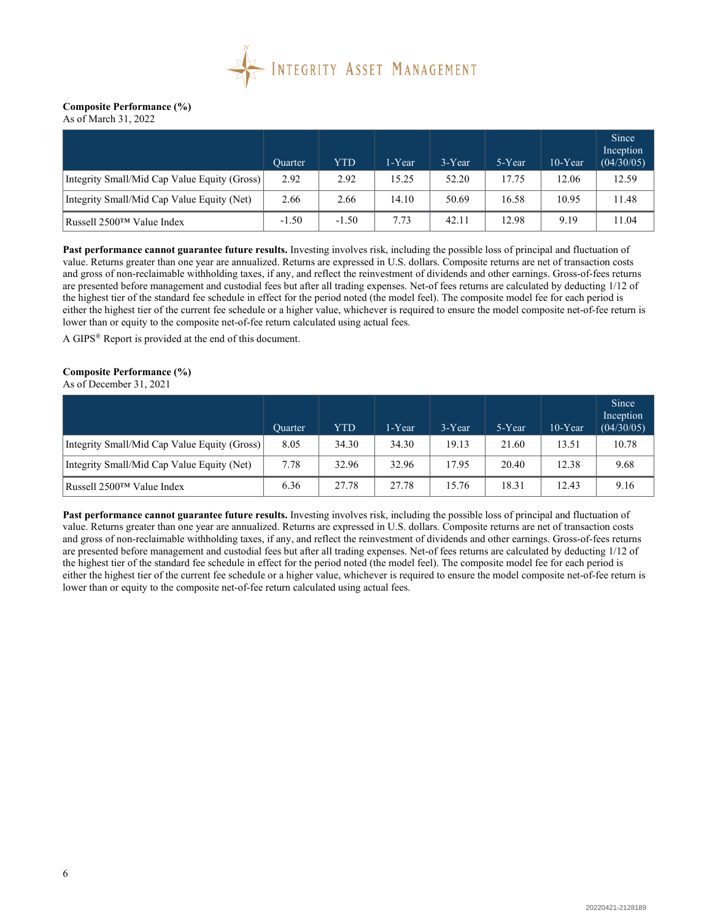**Composite Performance (%)**
As of March 31, 2022

| | Quarter | YTD | 1-Year | 3-Year | 5-Year | 10-Year | Since Inception (04/30/05) |
|---|---|---|---|---|---|---|---|
| Integrity Small/Mid Cap Value Equity (Gross) | 2.92 | 2.92 | 15.25 | 52.20 | 17.75 | 12.06 | 12.59 |
| Integrity Small/Mid Cap Value Equity (Net) | 2.66 | 2.66 | 14.10 | 50.69 | 16.58 | 10.95 | 11.48 |
| Russell 2500™ Value Index | -1.50 | -1.50 | 7.73 | 42.11 | 12.98 | 9.19 | 11.04 |

**Past performance cannot guarantee future results.** Investing involves risk, including the possible loss of principal and fluctuation of value. Returns greater than one year are annualized. Returns are expressed in U.S. dollars. Composite returns are net of transaction costs and gross of non-reclaimable withholding taxes, if any, and reflect the reinvestment of dividends and other earnings. Gross-of-fees returns are presented before management and custodial fees but after all trading expenses. Net-of fees returns are calculated by deducting 1/12 of the highest tier of the standard fee schedule in effect for the period noted (the model feel). The composite model fee for each period is either the highest tier of the current fee schedule or a higher value, whichever is required to ensure the model composite net-of-fee return is lower than or equity to the composite net-of-fee return calculated using actual fees.

A GIPS® Report is provided at the end of this document.

**Composite Performance (%)**
As of December 31, 2021

| | Quarter | YTD | 1-Year | 3-Year | 5-Year | 10-Year | Since Inception (04/30/05) |
|---|---|---|---|---|---|---|---|
| Integrity Small/Mid Cap Value Equity (Gross) | 8.05 | 34.30 | 34.30 | 19.13 | 21.60 | 13.51 | 10.78 |
| Integrity Small/Mid Cap Value Equity (Net) | 7.78 | 32.96 | 32.96 | 17.95 | 20.40 | 12.38 | 9.68 |
| Russell 2500™ Value Index | 6.36 | 27.78 | 27.78 | 15.76 | 18.31 | 12.43 | 9.16 |

**Past performance cannot guarantee future results.** Investing involves risk, including the possible loss of principal and fluctuation of value. Returns greater than one year are annualized. Returns are expressed in U.S. dollars. Composite returns are net of transaction costs and gross of non-reclaimable withholding taxes, if any, and reflect the reinvestment of dividends and other earnings. Gross-of-fees returns are presented before management and custodial fees but after all trading expenses. Net-of fees returns are calculated by deducting 1/12 of the highest tier of the standard fee schedule in effect for the period noted (the model feel). The composite model fee for each period is either the highest tier of the current fee schedule or a higher value, whichever is required to ensure the model composite net-of-fee return is lower than or equity to the composite net-of-fee return calculated using actual fees.

20220421-2128189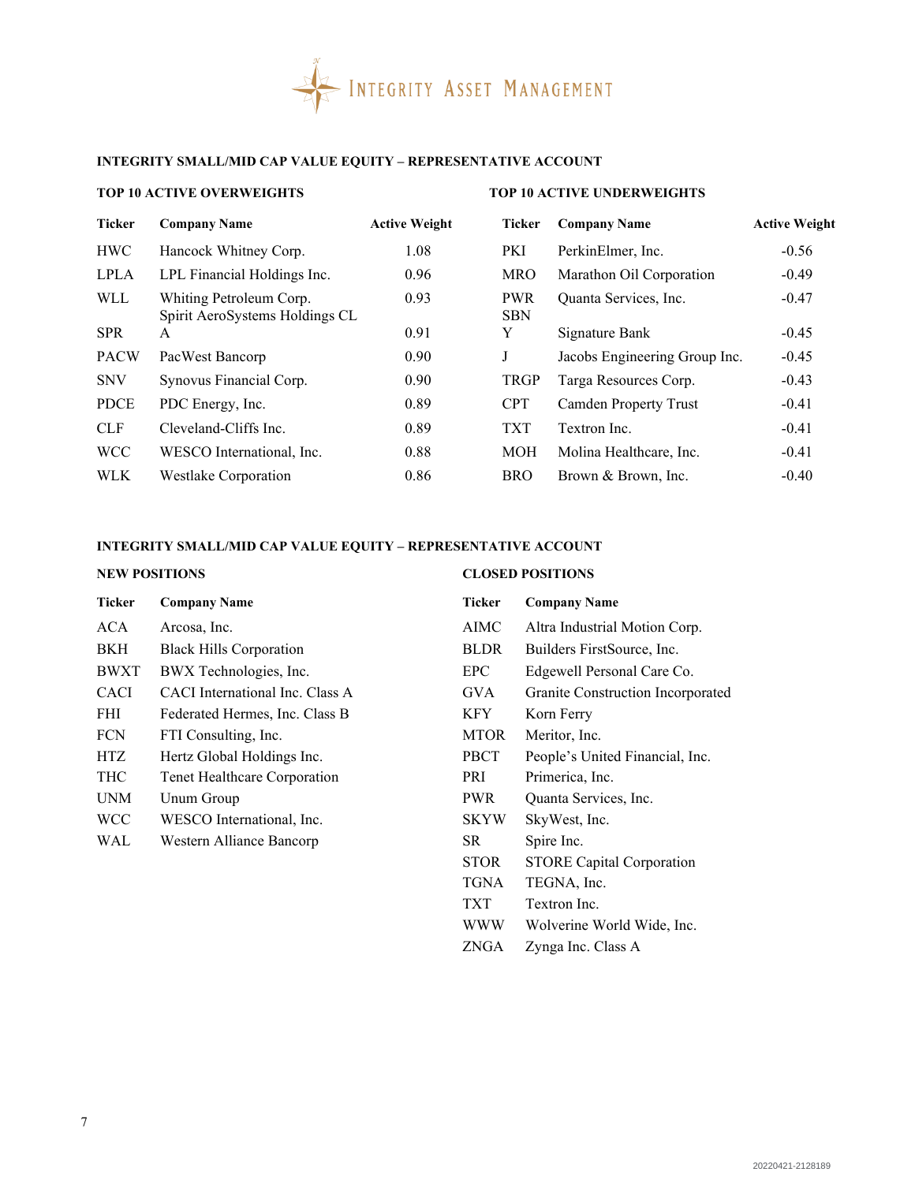INTEGRITY ASSET MANAGEMENT

**INTEGRITY SMALL/MID CAP VALUE EQUITY – REPRESENTATIVE ACCOUNT**

**TOP 10 ACTIVE OVERWEIGHTS**

| Ticker | Company Name | Active Weight |
|---|---|---|
| HWC | Hancock Whitney Corp. | 1.08 |
| LPLA | LPL Financial Holdings Inc. | 0.96 |
| WLL | Whiting Petroleum Corp. | 0.93 |
| SPR | Spirit AeroSystems Holdings CL A | 0.91 |
| PACW | PacWest Bancorp | 0.90 |
| SNV | Synovus Financial Corp. | 0.90 |
| PDCE | PDC Energy, Inc. | 0.89 |
| CLF | Cleveland-Cliffs Inc. | 0.89 |
| WCC | WESCO International, Inc. | 0.88 |
| WLK | Westlake Corporation | 0.86 |

**TOP 10 ACTIVE UNDERWEIGHTS**

| Ticker | Company Name | Active Weight |
|---|---|---|
| PKI | PerkinElmer, Inc. | -0.56 |
| MRO | Marathon Oil Corporation | -0.49 |
| PWR | Quanta Services, Inc. | -0.47 |
| SBNY | Signature Bank | -0.45 |
| J | Jacobs Engineering Group Inc. | -0.45 |
| TRGP | Targa Resources Corp. | -0.43 |
| CPT | Camden Property Trust | -0.41 |
| TXT | Textron Inc. | -0.41 |
| MOH | Molina Healthcare, Inc. | -0.41 |
| BRO | Brown & Brown, Inc. | -0.40 |

**INTEGRITY SMALL/MID CAP VALUE EQUITY – REPRESENTATIVE ACCOUNT**

**NEW POSITIONS**

| Ticker | Company Name |
|---|---|
| ACA | Arcosa, Inc. |
| BKH | Black Hills Corporation |
| BWXT | BWX Technologies, Inc. |
| CACI | CACI International Inc. Class A |
| FHI | Federated Hermes, Inc. Class B |
| FCN | FTI Consulting, Inc. |
| HTZ | Hertz Global Holdings Inc. |
| THC | Tenet Healthcare Corporation |
| UNM | Unum Group |
| WCC | WESCO International, Inc. |
| WAL | Western Alliance Bancorp |

**CLOSED POSITIONS**

| Ticker | Company Name |
|---|---|
| AIMC | Altra Industrial Motion Corp. |
| BLDR | Builders FirstSource, Inc. |
| EPC | Edgewell Personal Care Co. |
| GVA | Granite Construction Incorporated |
| KFY | Korn Ferry |
| MTOR | Meritor, Inc. |
| PBCT | People's United Financial, Inc. |
| PRI | Primerica, Inc. |
| PWR | Quanta Services, Inc. |
| SKYW | SkyWest, Inc. |
| SR | Spire Inc. |
| STOR | STORE Capital Corporation |
| TGNA | TEGNA, Inc. |
| TXT | Textron Inc. |
| WWW | Wolverine World Wide, Inc. |
| ZNGA | Zynga Inc. Class A |

20220421-2128189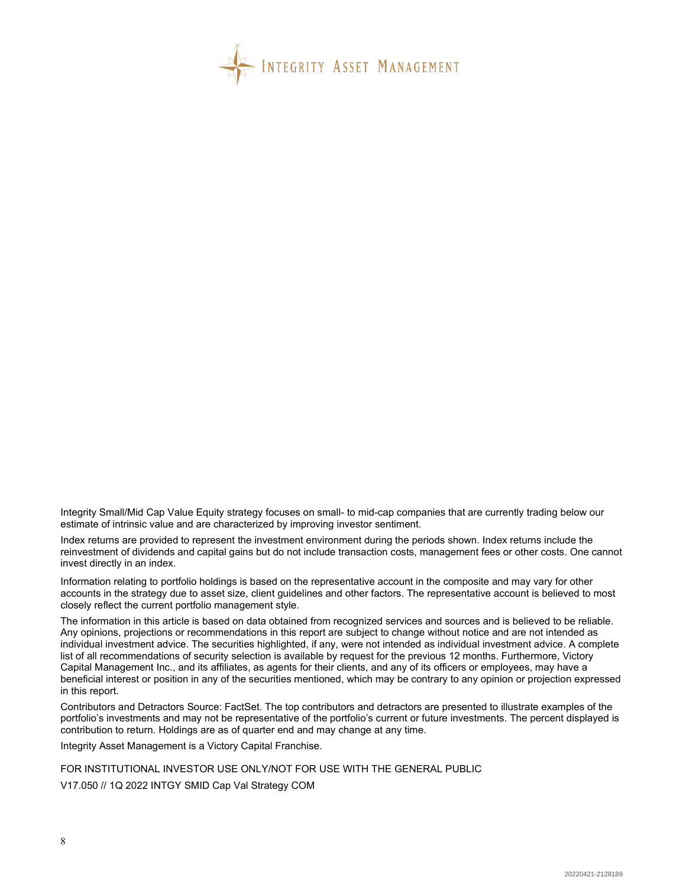Integrity Small/Mid Cap Value Equity strategy focuses on small- to mid-cap companies that are currently trading below our estimate of intrinsic value and are characterized by improving investor sentiment.

Index returns are provided to represent the investment environment during the periods shown. Index returns include the reinvestment of dividends and capital gains but do not include transaction costs, management fees or other costs. One cannot invest directly in an index.

Information relating to portfolio holdings is based on the representative account in the composite and may vary for other accounts in the strategy due to asset size, client guidelines and other factors. The representative account is believed to most closely reflect the current portfolio management style.

The information in this article is based on data obtained from recognized services and sources and is believed to be reliable. Any opinions, projections or recommendations in this report are subject to change without notice and are not intended as individual investment advice. The securities highlighted, if any, were not intended as individual investment advice. A complete list of all recommendations of security selection is available by request for the previous 12 months. Furthermore, Victory Capital Management Inc., and its affiliates, as agents for their clients, and any of its officers or employees, may have a beneficial interest or position in any of the securities mentioned, which may be contrary to any opinion or projection expressed in this report.

Contributors and Detractors Source: FactSet. The top contributors and detractors are presented to illustrate examples of the portfolio's investments and may not be representative of the portfolio's current or future investments. The percent displayed is contribution to return. Holdings are as of quarter end and may change at any time.

Integrity Asset Management is a Victory Capital Franchise.

FOR INSTITUTIONAL INVESTOR USE ONLY/NOT FOR USE WITH THE GENERAL PUBLIC

V17.050 // 1Q 2022 INTGY SMID Cap Val Strategy COM

20220421-2128189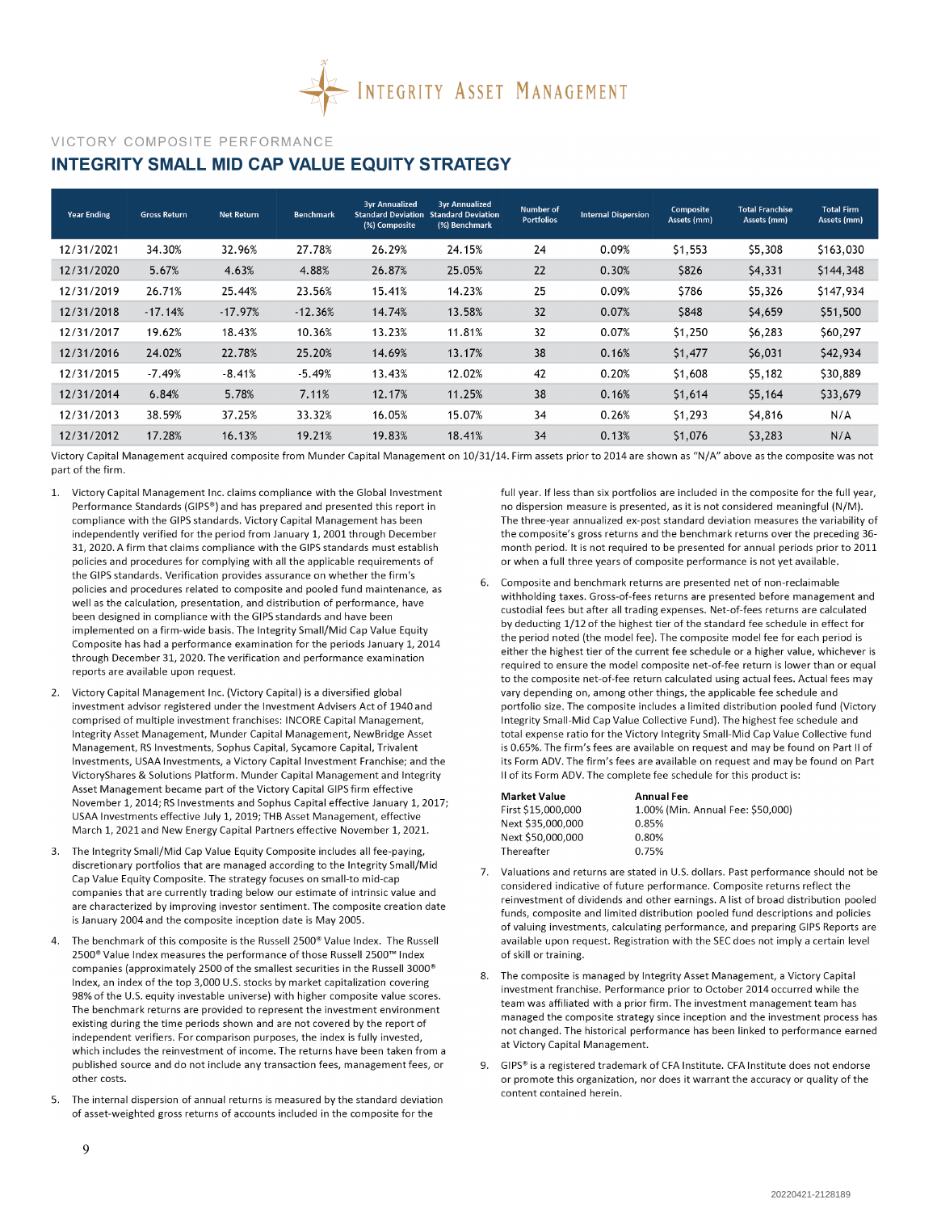INTEGRITY ASSET MANAGEMENT

VICTORY COMPOSITE PERFORMANCE

## INTEGRITY SMALL MID CAP VALUE EQUITY STRATEGY

| Year Ending | Gross Return | Net Return | Benchmark | 3yr Annualized Standard Deviation (%) Composite | 3yr Annualized Standard Deviation (%) Benchmark | Number of Portfolios | Internal Dispersion | Composite Assets (mm) | Total Franchise Assets (mm) | Total Firm Assets (mm) |
|---|---|---|---|---|---|---|---|---|---|---|
| 12/31/2021 | 34.30% | 32.96% | 27.78% | 26.29% | 24.15% | 24 | 0.09% | $1,553 | $5,308 | $163,030 |
| 12/31/2020 | 5.67% | 4.63% | 4.88% | 26.87% | 25.05% | 22 | 0.30% | $826 | $4,331 | $144,348 |
| 12/31/2019 | 26.71% | 25.44% | 23.56% | 15.41% | 14.23% | 25 | 0.09% | $786 | $5,326 | $147,934 |
| 12/31/2018 | -17.14% | -17.97% | -12.36% | 14.74% | 13.58% | 32 | 0.07% | $848 | $4,659 | $51,500 |
| 12/31/2017 | 19.62% | 18.43% | 10.36% | 13.23% | 11.81% | 32 | 0.07% | $1,250 | $6,283 | $60,297 |
| 12/31/2016 | 24.02% | 22.78% | 25.20% | 14.69% | 13.17% | 38 | 0.16% | $1,477 | $6,031 | $42,934 |
| 12/31/2015 | -7.49% | -8.41% | -5.49% | 13.43% | 12.02% | 42 | 0.20% | $1,608 | $5,182 | $30,889 |
| 12/31/2014 | 6.84% | 5.78% | 7.11% | 12.17% | 11.25% | 38 | 0.16% | $1,614 | $5,164 | $33,679 |
| 12/31/2013 | 38.59% | 37.25% | 33.32% | 16.05% | 15.07% | 34 | 0.26% | $1,293 | $4,816 | N/A |
| 12/31/2012 | 17.28% | 16.13% | 19.21% | 19.83% | 18.41% | 34 | 0.13% | $1,076 | $3,283 | N/A |

Victory Capital Management acquired composite from Munder Capital Management on 10/31/14. Firm assets prior to 2014 are shown as "N/A" above as the composite was not part of the firm.

1. Victory Capital Management Inc. claims compliance with the Global Investment Performance Standards (GIPS®) and has prepared and presented this report in compliance with the GIPS standards. Victory Capital Management has been independently verified for the period from January 1, 2001 through December 31, 2020. A firm that claims compliance with the GIPS standards must establish policies and procedures for complying with all the applicable requirements of the GIPS standards. Verification provides assurance on whether the firm's policies and procedures related to composite and pooled fund maintenance, as well as the calculation, presentation, and distribution of performance, have been designed in compliance with the GIPS standards and have been implemented on a firm-wide basis. The Integrity Small/Mid Cap Value Equity Composite has had a performance examination for the periods January 1, 2014 through December 31, 2020. The verification and performance examination reports are available upon request.

2. Victory Capital Management Inc. (Victory Capital) is a diversified global investment advisor registered under the Investment Advisers Act of 1940 and comprised of multiple investment franchises: INCORE Capital Management, Integrity Asset Management, Munder Capital Management, NewBridge Asset Management, RS Investments, Sophus Capital, Sycamore Capital, Trivalent Investments, USAA Investments, a Victory Capital Investment Franchise; and the VictoryShares & Solutions Platform. Munder Capital Management and Integrity Asset Management became part of the Victory Capital GIPS firm effective November 1, 2014; RS Investments and Sophus Capital effective January 1, 2017; USAA Investments effective July 1, 2019; THB Asset Management, effective March 1, 2021 and New Energy Capital Partners effective November 1, 2021.

3. The Integrity Small/Mid Cap Value Equity Composite includes all fee-paying, discretionary portfolios that are managed according to the Integrity Small/Mid Cap Value Equity Composite. The strategy focuses on small-to mid-cap companies that are currently trading below our estimate of intrinsic value and are characterized by improving investor sentiment. The composite creation date is January 2004 and the composite inception date is May 2005.

4. The benchmark of this composite is the Russell 2500® Value Index. The Russell 2500® Value Index measures the performance of those Russell 2500™ Index companies (approximately 2500 of the smallest securities in the Russell 3000® Index, an index of the top 3,000 U.S. stocks by market capitalization covering 98% of the U.S. equity investable universe) with higher composite value scores. The benchmark returns are provided to represent the investment environment existing during the time periods shown and are not covered by the report of independent verifiers. For comparison purposes, the index is fully invested, which includes the reinvestment of income. The returns have been taken from a published source and do not include any transaction fees, management fees, or other costs.

5. The internal dispersion of annual returns is measured by the standard deviation of asset-weighted gross returns of accounts included in the composite for the full year. If less than six portfolios are included in the composite for the full year, no dispersion measure is presented, as it is not considered meaningful (N/M). The three-year annualized ex-post standard deviation measures the variability of the composite's gross returns and the benchmark returns over the preceding 36-month period. It is not required to be presented for annual periods prior to 2011 or when a full three years of composite performance is not yet available.

6. Composite and benchmark returns are presented net of non-reclaimable withholding taxes. Gross-of-fees returns are presented before management and custodial fees but after all trading expenses. Net-of-fees returns are calculated by deducting 1/12 of the highest tier of the standard fee schedule in effect for the period noted (the model fee). The composite model fee for each period is either the highest tier of the current fee schedule or a higher value, whichever is required to ensure the model composite net-of-fee return is lower than or equal to the composite net-of-fee return calculated using actual fees. Actual fees may vary depending on, among other things, the applicable fee schedule and portfolio size. The composite includes a limited distribution pooled fund (Victory Integrity Small-Mid Cap Value Collective Fund). The highest fee schedule and total expense ratio for the Victory Integrity Small-Mid Cap Value Collective fund is 0.65%. The firm's fees are available on request and may be found on Part II of its Form ADV. The firm's fees are available on request and may be found on Part II of its Form ADV. The complete fee schedule for this product is:

| Market Value | Annual Fee |
|---|---|
| First $15,000,000 | 1.00% (Min. Annual Fee: $50,000) |
| Next $35,000,000 | 0.85% |
| Next $50,000,000 | 0.80% |
| Thereafter | 0.75% |

7. Valuations and returns are stated in U.S. dollars. Past performance should not be considered indicative of future performance. Composite returns reflect the reinvestment of dividends and other earnings. A list of broad distribution pooled funds, composite and limited distribution pooled fund descriptions and policies of valuing investments, calculating performance, and preparing GIPS Reports are available upon request. Registration with the SEC does not imply a certain level of skill or training.

8. The composite is managed by Integrity Asset Management, a Victory Capital investment franchise. Performance prior to October 2014 occurred while the team was affiliated with a prior firm. The investment management team has managed the composite strategy since inception and the investment process has not changed. The historical performance has been linked to performance earned at Victory Capital Management.

9. GIPS® is a registered trademark of CFA Institute. CFA Institute does not endorse or promote this organization, nor does it warrant the accuracy or quality of the content contained herein.

20220421-2128189